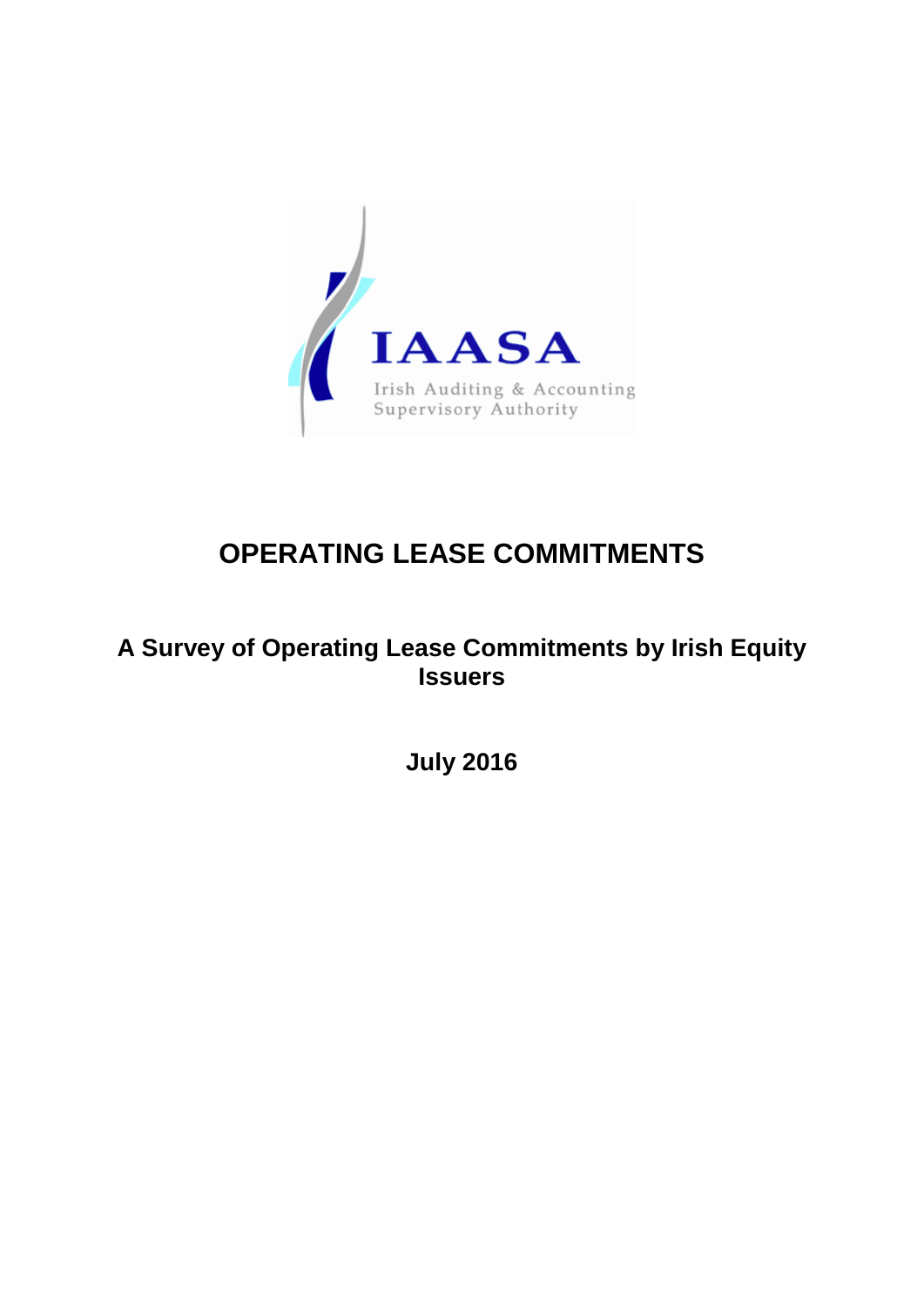IAASA

Irish Auditing & Accounting Supervisory Authority

# OPERATING LEASE COMMITMENTS

## A Survey of Operating Lease Commitments by Irish Equity Issuers

**July 2016**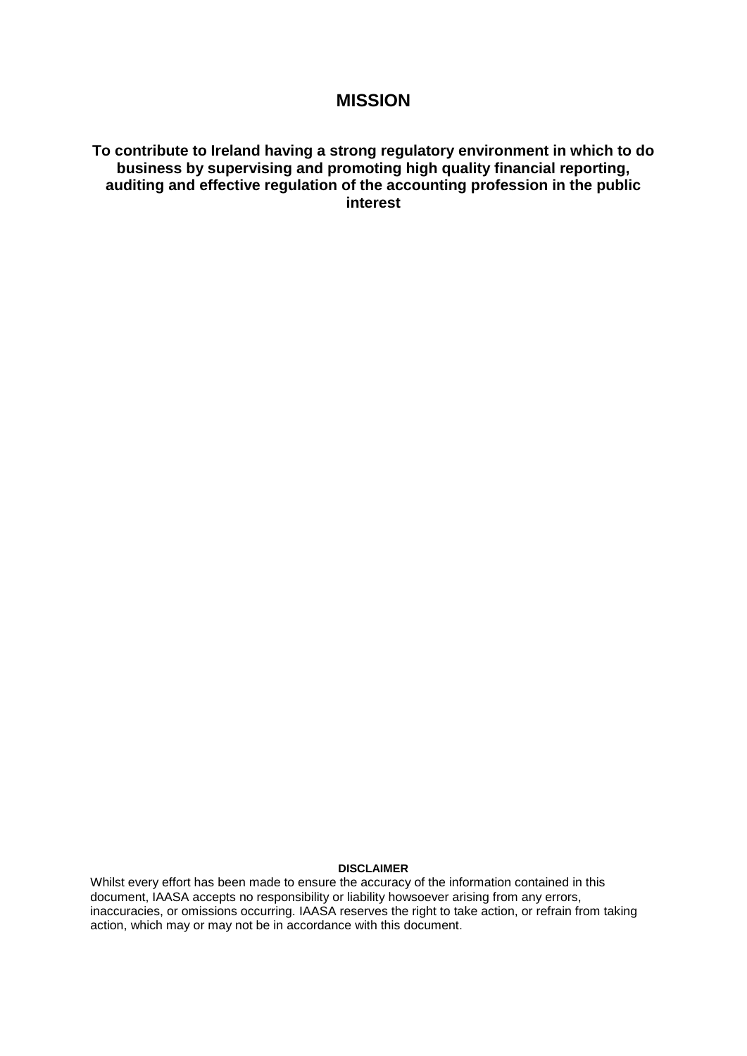# MISSION

**To contribute to Ireland having a strong regulatory environment in which to do business by supervising and promoting high quality financial reporting, auditing and effective regulation of the accounting profession in the public interest**

**DISCLAIMER**

Whilst every effort has been made to ensure the accuracy of the information contained in this document, IAASA accepts no responsibility or liability howsoever arising from any errors, inaccuracies, or omissions occurring. IAASA reserves the right to take action, or refrain from taking action, which may or may not be in accordance with this document.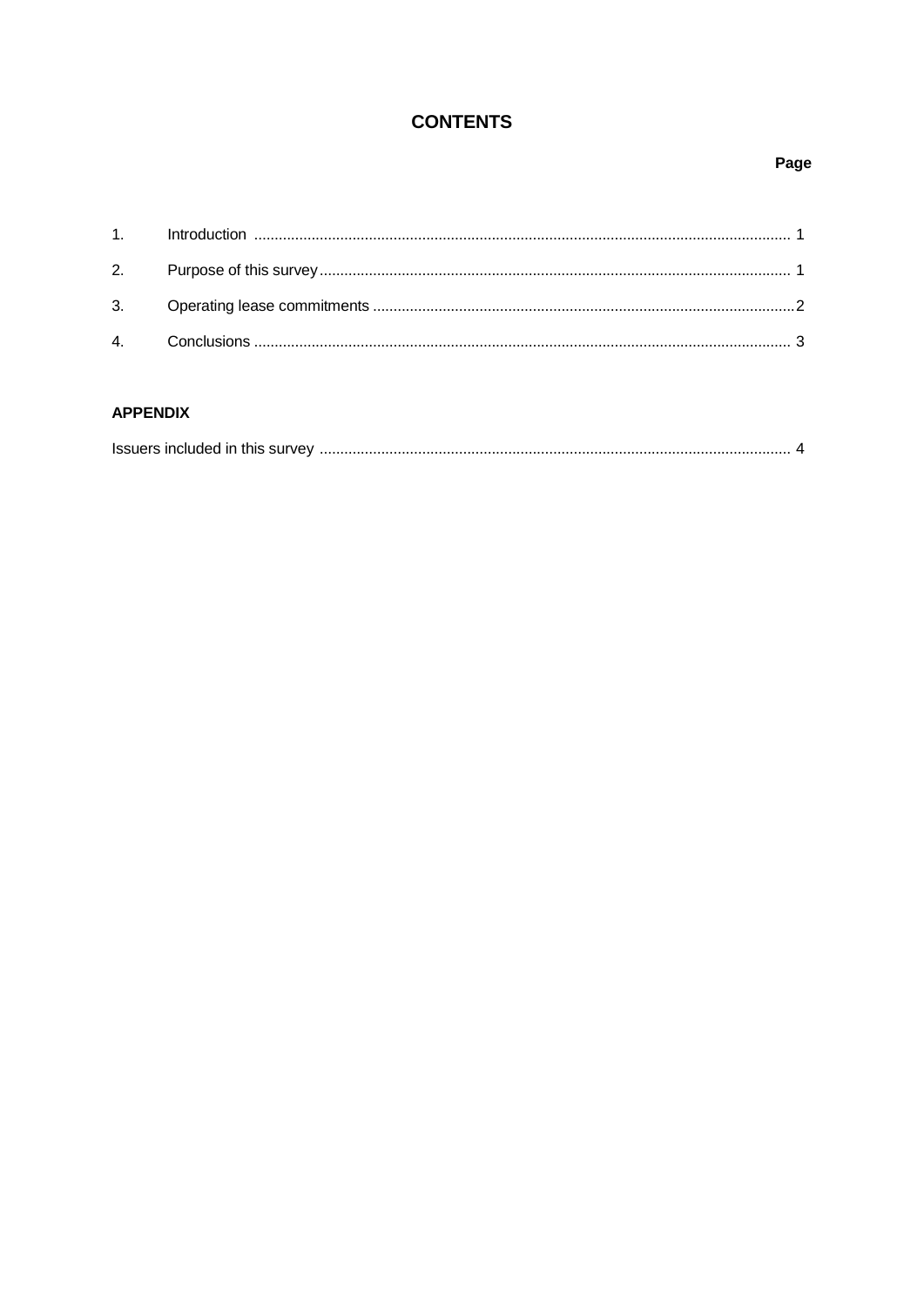# CONTENTS

| | | Page |
|---|---|---|
| 1. | Introduction | 1 |
| 2. | Purpose of this survey | 1 |
| 3. | Operating lease commitments | 2 |
| 4. | Conclusions | 3 |

**APPENDIX**

| | |
|---|---|
| Issuers included in this survey | 4 |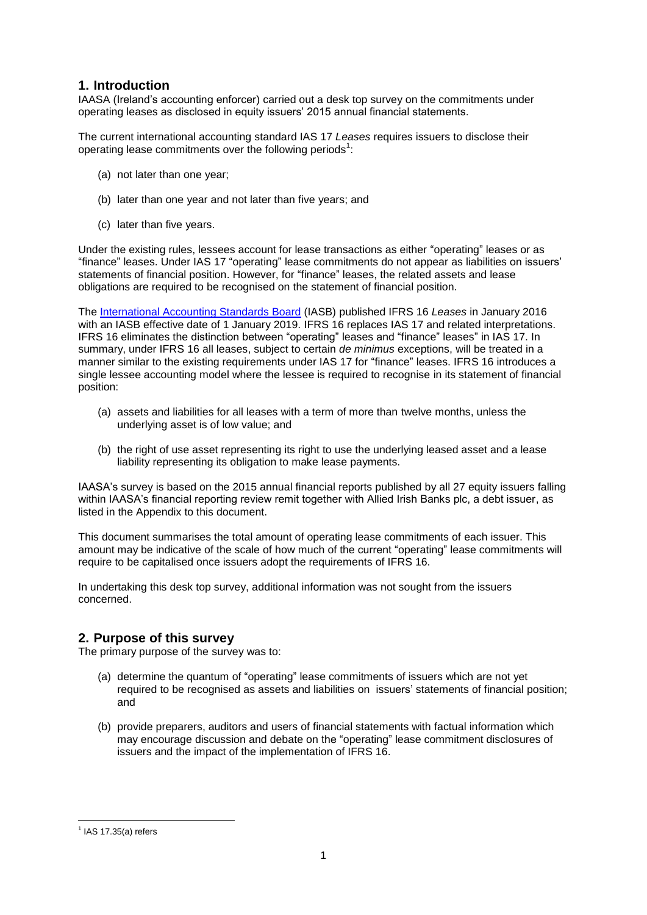## 1. Introduction

IAASA (Ireland's accounting enforcer) carried out a desk top survey on the commitments under operating leases as disclosed in equity issuers' 2015 annual financial statements.

The current international accounting standard IAS 17 *Leases* requires issuers to disclose their operating lease commitments over the following periods[1]:

(a) not later than one year;

(b) later than one year and not later than five years; and

(c) later than five years.

Under the existing rules, lessees account for lease transactions as either "operating" leases or as "finance" leases. Under IAS 17 "operating" lease commitments do not appear as liabilities on issuers' statements of financial position. However, for "finance" leases, the related assets and lease obligations are required to be recognised on the statement of financial position.

The International Accounting Standards Board (IASB) published IFRS 16 *Leases* in January 2016 with an IASB effective date of 1 January 2019. IFRS 16 replaces IAS 17 and related interpretations. IFRS 16 eliminates the distinction between "operating" leases and "finance" leases" in IAS 17. In summary, under IFRS 16 all leases, subject to certain *de minimus* exceptions, will be treated in a manner similar to the existing requirements under IAS 17 for "finance" leases. IFRS 16 introduces a single lessee accounting model where the lessee is required to recognise in its statement of financial position:

(a) assets and liabilities for all leases with a term of more than twelve months, unless the underlying asset is of low value; and

(b) the right of use asset representing its right to use the underlying leased asset and a lease liability representing its obligation to make lease payments.

IAASA's survey is based on the 2015 annual financial reports published by all 27 equity issuers falling within IAASA's financial reporting review remit together with Allied Irish Banks plc, a debt issuer, as listed in the Appendix to this document.

This document summarises the total amount of operating lease commitments of each issuer. This amount may be indicative of the scale of how much of the current "operating" lease commitments will require to be capitalised once issuers adopt the requirements of IFRS 16.

In undertaking this desk top survey, additional information was not sought from the issuers concerned.

## 2. Purpose of this survey

The primary purpose of the survey was to:

(a) determine the quantum of "operating" lease commitments of issuers which are not yet required to be recognised as assets and liabilities on issuers' statements of financial position; and

(b) provide preparers, auditors and users of financial statements with factual information which may encourage discussion and debate on the "operating" lease commitment disclosures of issuers and the impact of the implementation of IFRS 16.

[1] IAS 17.35(a) refers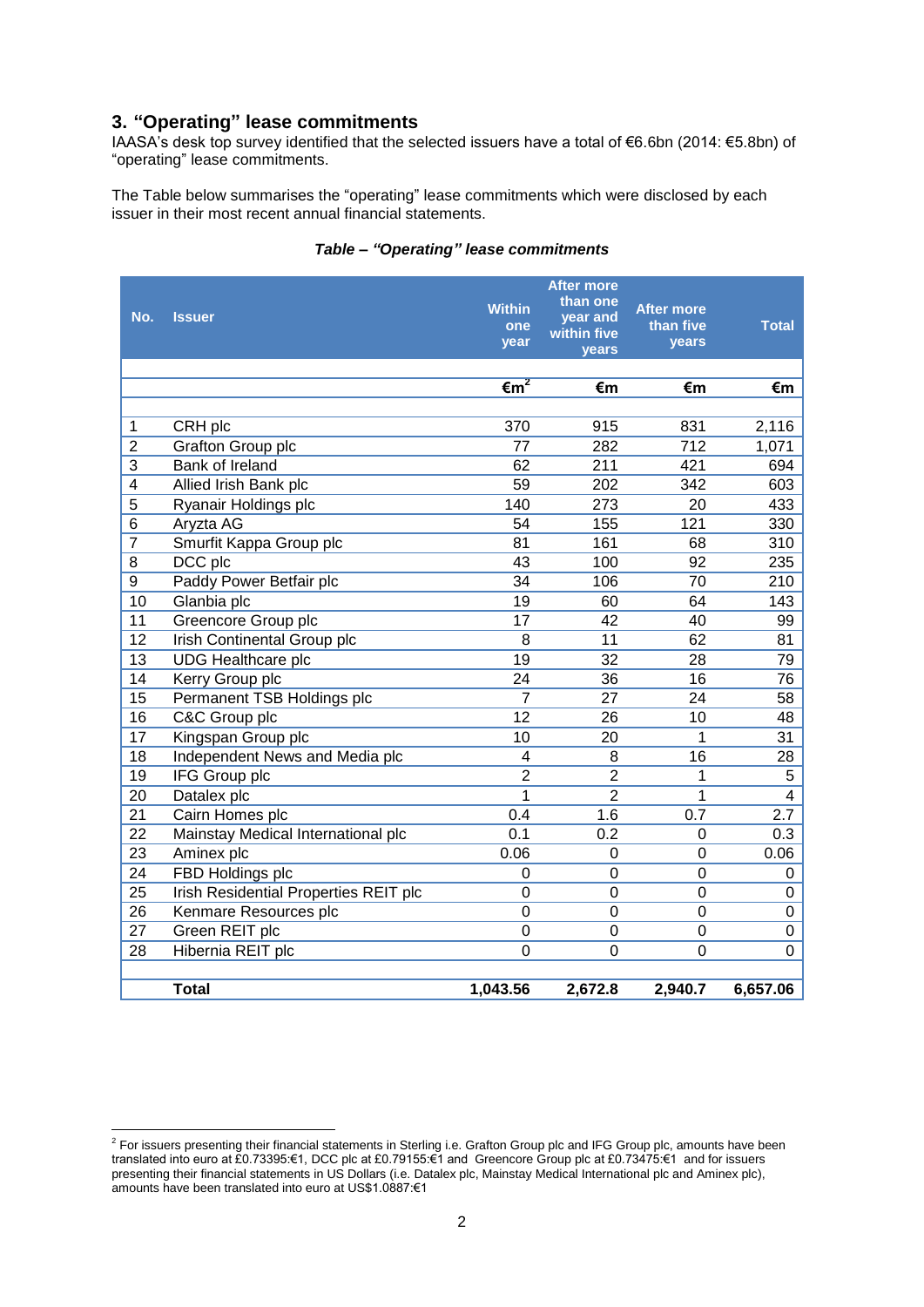## 3. "Operating" lease commitments

IAASA's desk top survey identified that the selected issuers have a total of €6.6bn (2014: €5.8bn) of "operating" lease commitments.

The Table below summarises the "operating" lease commitments which were disclosed by each issuer in their most recent annual financial statements.

***Table – "Operating" lease commitments***

| No. | Issuer | Within one year | After more than one year and within five years | After more than five years | Total |
|---|---|---|---|---|---|
| | | €m[2] | €m | €m | €m |
| 1 | CRH plc | 370 | 915 | 831 | 2,116 |
| 2 | Grafton Group plc | 77 | 282 | 712 | 1,071 |
| 3 | Bank of Ireland | 62 | 211 | 421 | 694 |
| 4 | Allied Irish Bank plc | 59 | 202 | 342 | 603 |
| 5 | Ryanair Holdings plc | 140 | 273 | 20 | 433 |
| 6 | Aryzta AG | 54 | 155 | 121 | 330 |
| 7 | Smurfit Kappa Group plc | 81 | 161 | 68 | 310 |
| 8 | DCC plc | 43 | 100 | 92 | 235 |
| 9 | Paddy Power Betfair plc | 34 | 106 | 70 | 210 |
| 10 | Glanbia plc | 19 | 60 | 64 | 143 |
| 11 | Greencore Group plc | 17 | 42 | 40 | 99 |
| 12 | Irish Continental Group plc | 8 | 11 | 62 | 81 |
| 13 | UDG Healthcare plc | 19 | 32 | 28 | 79 |
| 14 | Kerry Group plc | 24 | 36 | 16 | 76 |
| 15 | Permanent TSB Holdings plc | 7 | 27 | 24 | 58 |
| 16 | C&C Group plc | 12 | 26 | 10 | 48 |
| 17 | Kingspan Group plc | 10 | 20 | 1 | 31 |
| 18 | Independent News and Media plc | 4 | 8 | 16 | 28 |
| 19 | IFG Group plc | 2 | 2 | 1 | 5 |
| 20 | Datalex plc | 1 | 2 | 1 | 4 |
| 21 | Cairn Homes plc | 0.4 | 1.6 | 0.7 | 2.7 |
| 22 | Mainstay Medical International plc | 0.1 | 0.2 | 0 | 0.3 |
| 23 | Aminex plc | 0.06 | 0 | 0 | 0.06 |
| 24 | FBD Holdings plc | 0 | 0 | 0 | 0 |
| 25 | Irish Residential Properties REIT plc | 0 | 0 | 0 | 0 |
| 26 | Kenmare Resources plc | 0 | 0 | 0 | 0 |
| 27 | Green REIT plc | 0 | 0 | 0 | 0 |
| 28 | Hibernia REIT plc | 0 | 0 | 0 | 0 |
| | **Total** | **1,043.56** | **2,672.8** | **2,940.7** | **6,657.06** |

[2] For issuers presenting their financial statements in Sterling i.e. Grafton Group plc and IFG Group plc, amounts have been translated into euro at £0.73395:€1, DCC plc at £0.79155:€1 and Greencore Group plc at £0.73475:€1 and for issuers presenting their financial statements in US Dollars (i.e. Datalex plc, Mainstay Medical International plc and Aminex plc), amounts have been translated into euro at US$1.0887:€1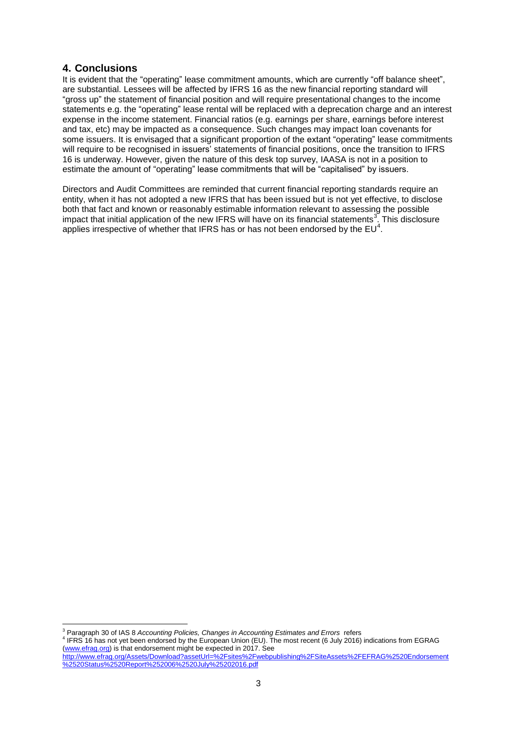## 4. Conclusions

It is evident that the "operating" lease commitment amounts, which are currently "off balance sheet", are substantial. Lessees will be affected by IFRS 16 as the new financial reporting standard will "gross up" the statement of financial position and will require presentational changes to the income statements e.g. the "operating" lease rental will be replaced with a deprecation charge and an interest expense in the income statement. Financial ratios (e.g. earnings per share, earnings before interest and tax, etc) may be impacted as a consequence. Such changes may impact loan covenants for some issuers. It is envisaged that a significant proportion of the extant "operating" lease commitments will require to be recognised in issuers' statements of financial positions, once the transition to IFRS 16 is underway. However, given the nature of this desk top survey, IAASA is not in a position to estimate the amount of "operating" lease commitments that will be "capitalised" by issuers.

Directors and Audit Committees are reminded that current financial reporting standards require an entity, when it has not adopted a new IFRS that has been issued but is not yet effective, to disclose both that fact and known or reasonably estimable information relevant to assessing the possible impact that initial application of the new IFRS will have on its financial statements[3]. This disclosure applies irrespective of whether that IFRS has or has not been endorsed by the EU[4].

---

[3] Paragraph 30 of IAS 8 *Accounting Policies, Changes in Accounting Estimates and Errors* refers

[4] IFRS 16 has not yet been endorsed by the European Union (EU). The most recent (6 July 2016) indications from EGRAG (www.efrag.org) is that endorsement might be expected in 2017. See http://www.efrag.org/Assets/Download?assetUrl=%2Fsites%2Fwebpublishing%2FSiteAssets%2FEFRAG%2520Endorsement%2520Status%2520Report%252006%2520July%25202016.pdf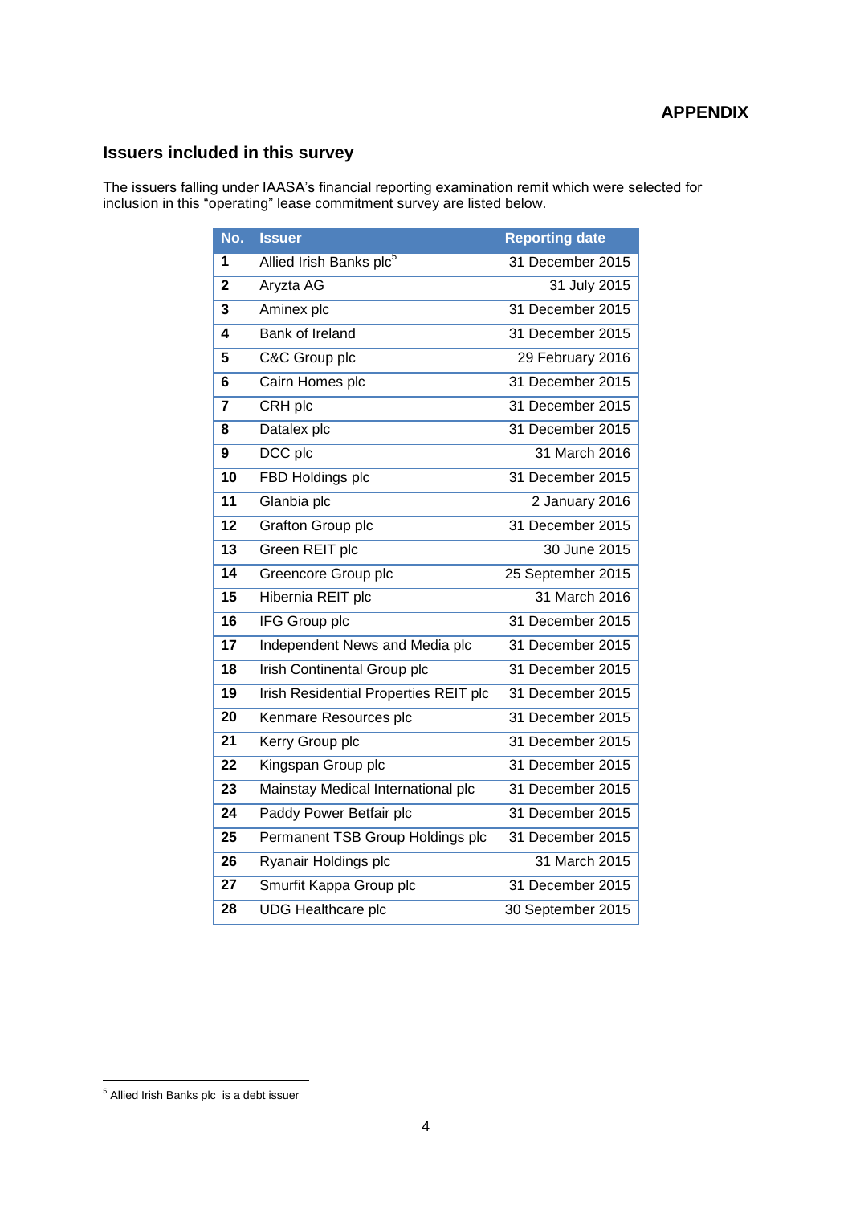# APPENDIX

## Issuers included in this survey

The issuers falling under IAASA's financial reporting examination remit which were selected for inclusion in this "operating" lease commitment survey are listed below.

| No. | Issuer | Reporting date |
|---|---|---|
| 1 | Allied Irish Banks plc[5] | 31 December 2015 |
| 2 | Aryzta AG | 31 July 2015 |
| 3 | Aminex plc | 31 December 2015 |
| 4 | Bank of Ireland | 31 December 2015 |
| 5 | C&C Group plc | 29 February 2016 |
| 6 | Cairn Homes plc | 31 December 2015 |
| 7 | CRH plc | 31 December 2015 |
| 8 | Datalex plc | 31 December 2015 |
| 9 | DCC plc | 31 March 2016 |
| 10 | FBD Holdings plc | 31 December 2015 |
| 11 | Glanbia plc | 2 January 2016 |
| 12 | Grafton Group plc | 31 December 2015 |
| 13 | Green REIT plc | 30 June 2015 |
| 14 | Greencore Group plc | 25 September 2015 |
| 15 | Hibernia REIT plc | 31 March 2016 |
| 16 | IFG Group plc | 31 December 2015 |
| 17 | Independent News and Media plc | 31 December 2015 |
| 18 | Irish Continental Group plc | 31 December 2015 |
| 19 | Irish Residential Properties REIT plc | 31 December 2015 |
| 20 | Kenmare Resources plc | 31 December 2015 |
| 21 | Kerry Group plc | 31 December 2015 |
| 22 | Kingspan Group plc | 31 December 2015 |
| 23 | Mainstay Medical International plc | 31 December 2015 |
| 24 | Paddy Power Betfair plc | 31 December 2015 |
| 25 | Permanent TSB Group Holdings plc | 31 December 2015 |
| 26 | Ryanair Holdings plc | 31 March 2015 |
| 27 | Smurfit Kappa Group plc | 31 December 2015 |
| 28 | UDG Healthcare plc | 30 September 2015 |

[5] Allied Irish Banks plc is a debt issuer